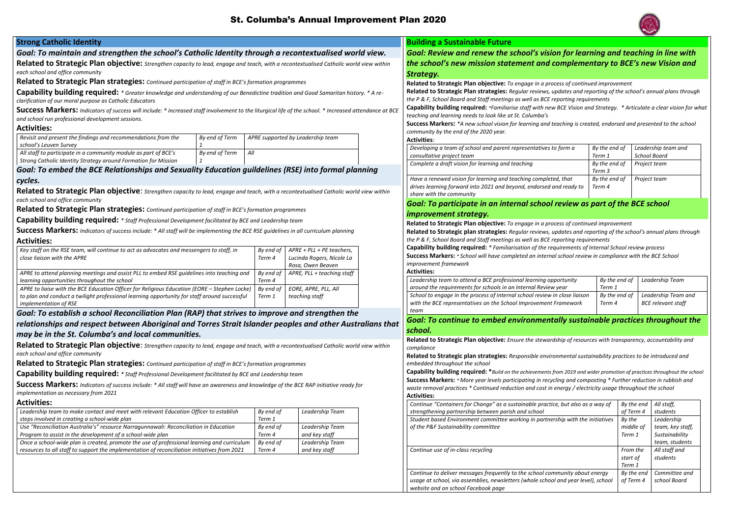# St. Columba's Annual Improvement Plan 2020

## Strong Catholic Identity

### *Goal: To maintain and strengthen the school's Catholic Identity through a recontextualised world view.*

**Related to Strategic Plan objective:** *Strengthen capacity to lead, engage and teach, with a recontextualised Catholic world view within each school and office community*

**Related to Strategic Plan strategies:** *Continued participation of staff in BCE's formation programmes*

**Capability building required:** *\* Greater knowledge and understanding of our Benedictine tradition and Good Samaritan history. \* A re-clarification of our moral purpose as Catholic Educators*

**Success Markers:** *Indicators of success will include: \* increased staff involvement to the liturgical life of the school. \* Increased attendance at BCE and school run professional development sessions.*

**Activities:**

| | | |
|---|---|---|
| *Revisit and present the findings and recommendations from the school's Leuven Survey* | *By end of Term 1* | *APRE supported by Leadership team* |
| *All staff to participate in a community module as part of BCE's Strong Catholic Identity Strategy around Formation for Mission* | *By end of Term 1* | *All* |

### *Goal: To embed the BCE Relationships and Sexuality Education guildelines (RSE) into formal planning cycles.*

**Related to Strategic Plan objective**: *Strengthen capacity to lead, engage and teach, with a recontextualised Catholic world view within each school and office community*

**Related to Strategic Plan strategies:** *Continued participation of staff in BCE's formation programmes*

**Capability building required:** *\* Staff Professional Development facilitated by BCE and Leadership team*

**Success Markers:** *Indicators of success include: \* All staff will be implementing the BCE RSE guidelines in all curriculum planning*

**Activities:**

| | | |
|---|---|---|
| *Key staff on the RSE team, will continue to act as advocates and messengers to staff, in close liaison with the APRE* | *By end of Term 4* | *APRE + PLL + PE teachers, Lucinda Rogers, Nicole La Rosa, Owen Beaven* |
| *APRE to attend planning meetings and assist PLL to embed RSE guidelines into teaching and learning opportunities throughout the school* | *By end of Term 4* | *APRE, PLL + teaching staff* |
| *APRE to liaise with the BCE Education Officer for Religious Education (EORE – Stephen Locke) to plan and conduct a twilight professional learning opportunity for staff around successful implementation of RSE* | *By end of Term 1* | *EORE, APRE, PLL, All teaching staff* |

### *Goal: To establish a school Reconciliation Plan (RAP) that strives to improve and strengthen the relationships and respect between Aboriginal and Torres Strait Islander peoples and other Australians that may be in the St. Columba's and local communities.*

**Related to Strategic Plan objective**: *Strengthen capacity to lead, engage and teach, with a recontextualised Catholic world view within each school and office community*

**Related to Strategic Plan strategies:** *Continued participation of staff in BCE's formation programmes*

**Capability building required:** *\* Staff Professional Development facilitated by BCE and Leadership team*

**Success Markers:** *Indicators of success include: \* All staff will have an awareness and knowledge of the BCE RAP initiative ready for implementation as necessary from 2021*

**Activities:**

| | | |
|---|---|---|
| *Leadership team to make contact and meet with relevant Education Officer to establish steps involved in creating a school-wide plan* | *By end of Term 1* | *Leadership Team* |
| *Use "Reconciliation Australia's" resource Narragunnawali: Reconciliation in Education Program to assist in the development of a school-wide plan* | *By end of Term 4* | *Leadership Team and key staff* |
| *Once a school-wide plan is created, promote the use of professional learning and curriculum resources to all staff to support the implementation of reconciliation initiatives from 2021* | *By end of Term 4* | *Leadership Team and key staff* |

## Building a Sustainable Future

### *Goal: Review and renew the school's vision for learning and teaching in line with the school's new mission statement and complementary to BCE's new Vision and Strategy.*

**Related to Strategic Plan objective:** *To engage in a process of continued improvement*

**Related to Strategic Plan strategies:** *Regular reviews, updates and reporting of the school's annual plans through the P & F, School Board and Staff meetings as well as BCE reporting requirements*

**Capability building required:** *\*Familiarise staff with new BCE Vision and Strategy. \* Articulate a clear vision for what teaching and learning needs to look like at St. Columba's*

**Success Markers:** *\*A new school vision for learning and teaching is created, endorsed and presented to the school community by the end of the 2020 year.*

**Activities**:

| | | |
|---|---|---|
| *Developing a team of school and parent representatives to form a consultative project team* | *By the end of Term 1* | *Leadership team and School Board* |
| *Complete a draft vision for learning and teaching* | *By the end of Term 3* | *Project team* |
| *Have a renewed vision for learning and teaching completed, that drives learning forward into 2021 and beyond, endorsed and ready to share with the community* | *By the end of Term 4* | *Project team* |

### *Goal: To participate in an internal school review as part of the BCE school improvement strategy.*

**Related to Strategic Plan objective:** *To engage in a process of continued improvement*

**Related to Strategic plan strategies:** *Regular reviews, updates and reporting of the school's annual plans through the P & F, School Board and Staff meetings as well as BCE reporting requirements*

**Capability building required:** *\* Familiarisation of the requirements of Internal School review process*

**Success Markers:** *\* School will have completed an internal school review in compliance with the BCE School improvement framework*

**Activities:**

| | | |
|---|---|---|
| *Leadership team to attend a BCE professional learning opportunity around the requirements for schools in an Internal Review year* | *By the end of Term 1* | *Leadership Team* |
| *School to engage in the process of internal school review in close liaison with the BCE representatives on the School Improvement Framework team* | *By the end of Term 4* | *Leadership Team and BCE relevant staff* |

### *Goal: To continue to embed environmentally sustainable practices throughout the school.*

**Related to Strategic Plan objective:** *Ensure the stewardship of resources with transparency, accountability and compliance*

**Related to Strategic plan strategies:** *Responsible environmental sustainability practices to be introduced and embedded throughout the school*

**Capability building required:** *\*Build on the achievements from 2019 and wider promotion of practices throughout the school*

**Success Markers:** *\* More year levels participating in recycling and composting \* Further reduction in rubbish and waste removal practices \* Continued reduction and cost in energy / electricity usage throughout the school*

**Activities:**

| | | |
|---|---|---|
| *Continue "Containers for Change" as a sustainable practice, but also as a way of strengthening partnership between parish and school* | *By the end of Term 4* | *All staff, students* |
| *Student based Environment committee working in partnership with the initiatives of the P&F Sustainability committee* | *By the middle of Term 1* | *Leadership team, key staff, Sustainability team, students* |
| *Continue use of in-class recycling* | *From the start of Term 1* | *All staff and students* |
| *Continue to deliver messages frequently to the school community about energy usage at school, via assemblies, newsletters (whole school and year level), school website and on school Facebook page* | *By the end of Term 4* | *Committee and school Board* |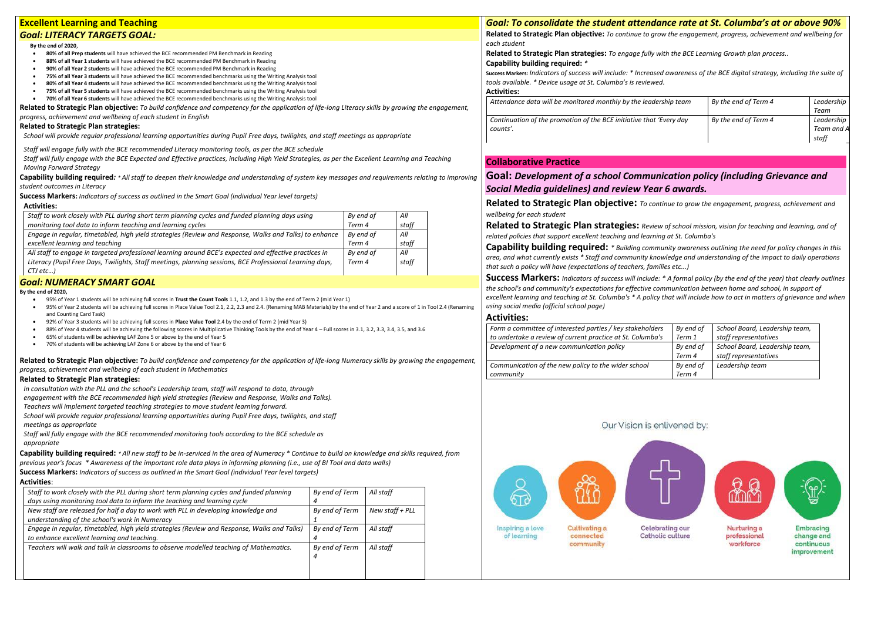## Excellent Learning and Teaching

### Goal: LITERACY TARGETS GOAL:

**By the end of 2020**,

- **80% of all Prep students** will have achieved the BCE recommended PM Benchmark in Reading
- **88% of all Year 1 students** will have achieved the BCE recommended PM Benchmark in Reading
- **90% of all Year 2 students** will have achieved the BCE recommended PM Benchmark in Reading
- **75% of all Year 3 students** will have achieved the BCE recommended benchmarks using the Writing Analysis tool
- **80% of all Year 4 students** will have achieved the BCE recommended benchmarks using the Writing Analysis tool
- **75% of all Year 5 students** will have achieved the BCE recommended benchmarks using the Writing Analysis tool
- **70% of all Year 6 students** will have achieved the BCE recommended benchmarks using the Writing Analysis tool

**Related to Strategic Plan objective:** *To build confidence and competency for the application of life-long Literacy skills by growing the engagement, progress, achievement and wellbeing of each student in English*

**Related to Strategic Plan strategies:**

*School will provide regular professional learning opportunities during Pupil Free days, twilights, and staff meetings as appropriate*

*Staff will engage fully with the BCE recommended Literacy monitoring tools, as per the BCE schedule*

*Staff will fully engage with the BCE Expected and Effective practices, including High Yield Strategies, as per the Excellent Learning and Teaching Moving Forward Strategy*

**Capability building required:** *\* All staff to deepen their knowledge and understanding of system key messages and requirements relating to improving student outcomes in Literacy*

**Success Markers:** *Indicators of success as outlined in the Smart Goal (individual Year level targets)*

**Activities:**

| | | |
|---|---|---|
| *Staff to work closely with PLL during short term planning cycles and funded planning days using monitoring tool data to inform teaching and learning cycles* | *By end of Term 4* | *All staff* |
| *Engage in regular, timetabled, high yield strategies (Review and Response, Walks and Talks) to enhance excellent learning and teaching* | *By end of Term 4* | *All staff* |
| *All staff to engage in targeted professional learning around BCE's expected and effective practices in Literacy (Pupil Free Days, Twilights, Staff meetings, planning sessions, BCE Professional Learning days, CTJ etc…)* | *By end of Term 4* | *All staff* |

### Goal: NUMERACY SMART GOAL

**By the end of 2020,**

- 95% of Year 1 students will be achieving full scores in **Trust the Count Tools** 1.1, 1.2, and 1.3 by the end of Term 2 (mid Year 1)
- 95% of Year 2 students will be achieving full scores in Place Value Tool 2.1, 2.2, 2.3 and 2.4. (Renaming MAB Materials) by the end of Year 2 and a score of 1 in Tool 2.4 (Renaming and Counting Card Task)
- 92% of Year 3 students will be achieving full scores in **Place Value Tool** 2.4 by the end of Term 2 (mid Year 3)
- 88% of Year 4 students will be achieving the following scores in Multiplicative Thinking Tools by the end of Year 4 – Full scores in 3.1, 3.2, 3.3, 3.4, 3.5, and 3.6
- 65% of students will be achieving LAF Zone 5 or above by the end of Year 5
- 70% of students will be achieving LAF Zone 6 or above by the end of Year 6

**Related to Strategic Plan objective:** *To build confidence and competency for the application of life-long Numeracy skills by growing the engagement, progress, achievement and wellbeing of each student in Mathematics*

**Related to Strategic Plan strategies:**

*In consultation with the PLL and the school's Leadership team, staff will respond to data, through engagement with the BCE recommended high yield strategies (Review and Response, Walks and Talks).*

*Teachers will implement targeted teaching strategies to move student learning forward.*

*School will provide regular professional learning opportunities during Pupil Free days, twilights, and staff meetings as appropriate*

*Staff will fully engage with the BCE recommended monitoring tools according to the BCE schedule as appropriate*

**Capability building required:** *\* All new staff to be in-serviced in the area of Numeracy \* Continue to build on knowledge and skills required, from previous year's focus \* Awareness of the important role data plays in informing planning (i.e., use of BI Tool and data walls)*

**Success Markers:** *Indicators of success as outlined in the Smart Goal (individual Year level targets)*

**Activities**:

| | | |
|---|---|---|
| *Staff to work closely with the PLL during short term planning cycles and funded planning days using monitoring tool data to inform the teaching and learning cycle* | *By end of Term 4* | *All staff* |
| *New staff are released for half a day to work with PLL in developing knowledge and understanding of the school's work in Numeracy* | *By end of Term 1* | *New staff + PLL* |
| *Engage in regular, timetabled, high yield strategies (Review and Response, Walks and Talks) to enhance excellent learning and teaching.* | *By end of Term 4* | *All staff* |
| *Teachers will walk and talk in classrooms to observe modelled teaching of Mathematics.* | *By end of Term 4* | *All staff* |

### Goal: To consolidate the student attendance rate at St. Columba's at or above 90%

**Related to Strategic Plan objective:** *To continue to grow the engagement, progress, achievement and wellbeing for each student*

**Related to Strategic Plan strategies:** *To engage fully with the BCE Learning Growth plan process..*

**Capability building required:** *\**

**Success Markers:** *Indicators of success will include: \* Increased awareness of the BCE digital strategy, including the suite of tools available. \* Device usage at St. Columba's is reviewed.*

**Activities:**

| | | |
|---|---|---|
| *Attendance data will be monitored monthly by the leadership team* | *By the end of Term 4* | *Leadership Team* |
| *Continuation of the promotion of the BCE initiative that 'Every day counts'.* | *By the end of Term 4* | *Leadership Team and A staff* |

## Collaborative Practice

### Goal: *Development of a school Communication policy (including Grievance and Social Media guidelines) and review Year 6 awards.*

**Related to Strategic Plan objective:** *To continue to grow the engagement, progress, achievement and wellbeing for each student*

**Related to Strategic Plan strategies:** *Review of school mission, vision for teaching and learning, and of related policies that support excellent teaching and learning at St. Columba's*

**Capability building required:** *\* Building community awareness outlining the need for policy changes in this area, and what currently exists \* Staff and community knowledge and understanding of the impact to daily operations that such a policy will have (expectations of teachers, families etc…)*

**Success Markers:** *Indicators of success will include: \* A formal policy (by the end of the year) that clearly outlines the school's and community's expectations for effective communication between home and school, in support of excellent learning and teaching at St. Columba's \* A policy that will include how to act in matters of grievance and when using social media (official school page)*

**Activities:**

| | | |
|---|---|---|
| *Form a committee of interested parties / key stakeholders to undertake a review of current practice at St. Columba's* | *By end of Term 1* | *School Board, Leadership team, staff representatives* |
| *Development of a new communication policy* | *By end of Term 4* | *School Board, Leadership team, staff representatives* |
| *Communication of the new policy to the wider school community* | *By end of Term 4* | *Leadership team* |

Our Vision is enlivened by:

Inspiring a love of learning

Cultivating a connected community

Celebrating our Catholic culture

Nurturing a professional workforce

Embracing change and continuous improvement